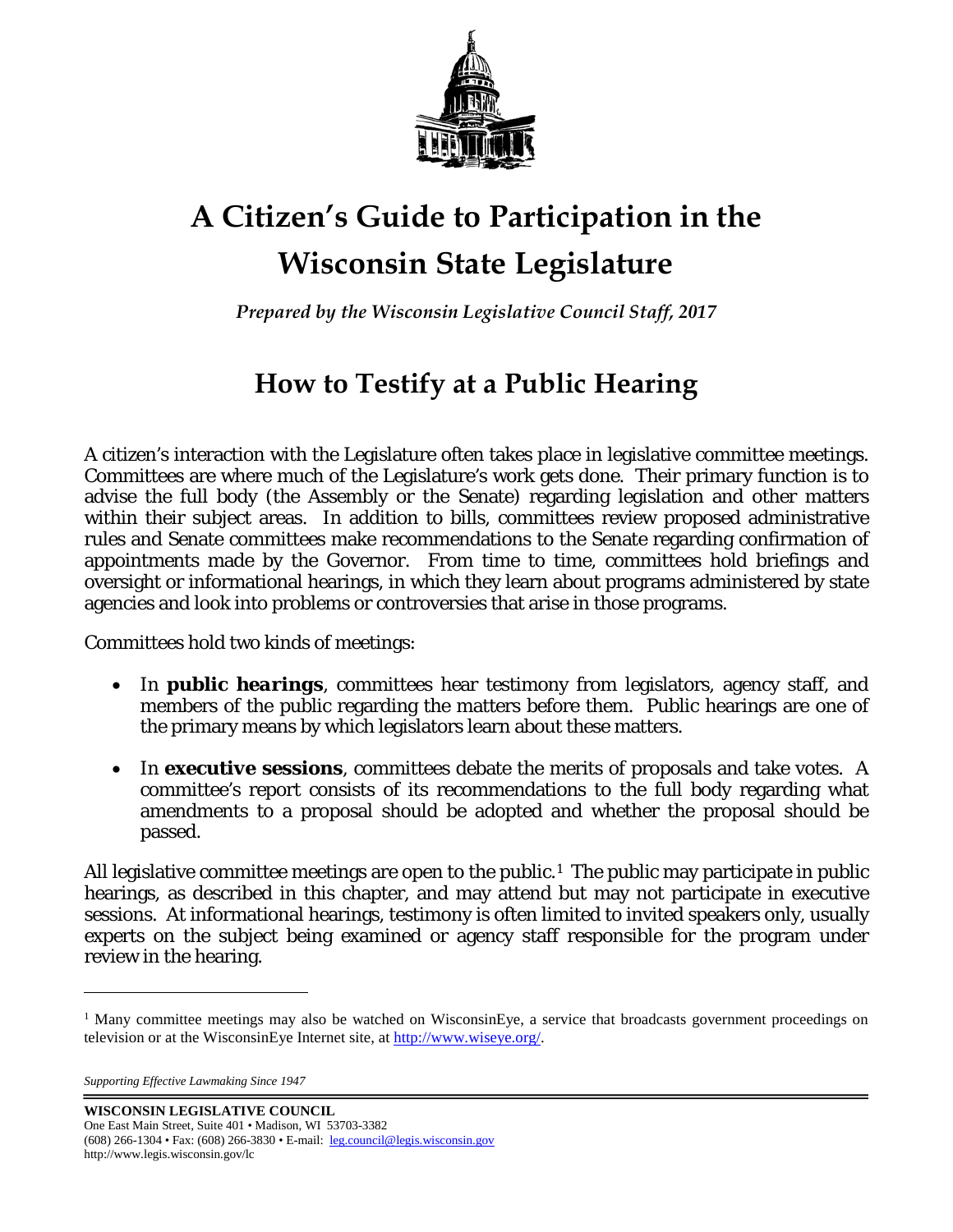# A Citizen's Guide to Participation in the Wisconsin State Legislature

*Prepared by the Wisconsin Legislative Council Staff, 2017*

## How to Testify at a Public Hearing

A citizen's interaction with the Legislature often takes place in legislative committee meetings. Committees are where much of the Legislature's work gets done. Their primary function is to advise the full body (the Assembly or the Senate) regarding legislation and other matters within their subject areas. In addition to bills, committees review proposed administrative rules and Senate committees make recommendations to the Senate regarding confirmation of appointments made by the Governor. From time to time, committees hold briefings and oversight or informational hearings, in which they learn about programs administered by state agencies and look into problems or controversies that arise in those programs.

Committees hold two kinds of meetings:

- In ***public hearings***, committees hear testimony from legislators, agency staff, and members of the public regarding the matters before them. Public hearings are one of the primary means by which legislators learn about these matters.
- In **executive sessions**, committees debate the merits of proposals and take votes. A committee's report consists of its recommendations to the full body regarding what amendments to a proposal should be adopted and whether the proposal should be passed.

All legislative committee meetings are open to the public.[1] The public may participate in public hearings, as described in this chapter, and may attend but may not participate in executive sessions. At informational hearings, testimony is often limited to invited speakers only, usually experts on the subject being examined or agency staff responsible for the program under review in the hearing.

---

[1] Many committee meetings may also be watched on WisconsinEye, a service that broadcasts government proceedings on television or at the WisconsinEye Internet site, at http://www.wiseye.org/.

*Supporting Effective Lawmaking Since 1947*

**WISCONSIN LEGISLATIVE COUNCIL**
One East Main Street, Suite 401 • Madison, WI 53703-3382
(608) 266-1304 • Fax: (608) 266-3830 • E-mail: leg.council@legis.wisconsin.gov
http://www.legis.wisconsin.gov/lc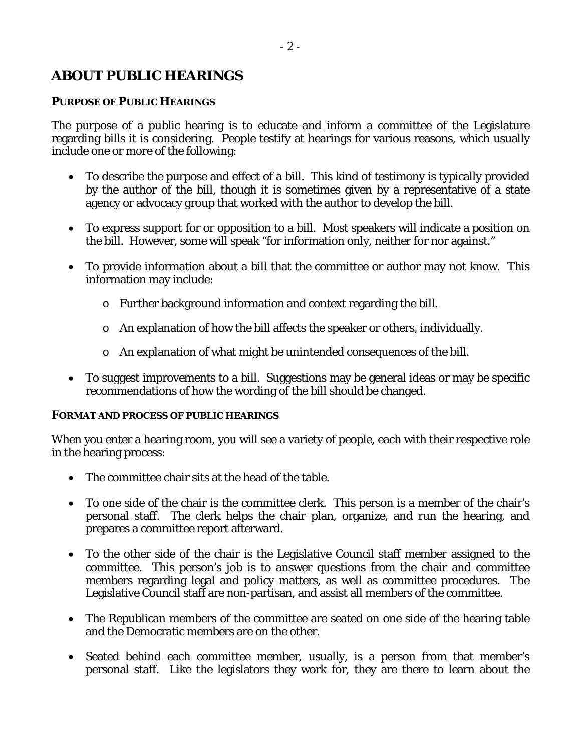## ABOUT PUBLIC HEARINGS

### PURPOSE OF PUBLIC HEARINGS

The purpose of a public hearing is to educate and inform a committee of the Legislature regarding bills it is considering. People testify at hearings for various reasons, which usually include one or more of the following:

- To describe the purpose and effect of a bill. This kind of testimony is typically provided by the author of the bill, though it is sometimes given by a representative of a state agency or advocacy group that worked with the author to develop the bill.
- To express support for or opposition to a bill. Most speakers will indicate a position on the bill. However, some will speak "for information only, neither for nor against."
- To provide information about a bill that the committee or author may not know. This information may include:
  - Further background information and context regarding the bill.
  - An explanation of how the bill affects the speaker or others, individually.
  - An explanation of what might be unintended consequences of the bill.
- To suggest improvements to a bill. Suggestions may be general ideas or may be specific recommendations of how the wording of the bill should be changed.

### FORMAT AND PROCESS OF PUBLIC HEARINGS

When you enter a hearing room, you will see a variety of people, each with their respective role in the hearing process:

- The committee chair sits at the head of the table.
- To one side of the chair is the committee clerk. This person is a member of the chair's personal staff. The clerk helps the chair plan, organize, and run the hearing, and prepares a committee report afterward.
- To the other side of the chair is the Legislative Council staff member assigned to the committee. This person's job is to answer questions from the chair and committee members regarding legal and policy matters, as well as committee procedures. The Legislative Council staff are non-partisan, and assist all members of the committee.
- The Republican members of the committee are seated on one side of the hearing table and the Democratic members are on the other.
- Seated behind each committee member, usually, is a person from that member's personal staff. Like the legislators they work for, they are there to learn about the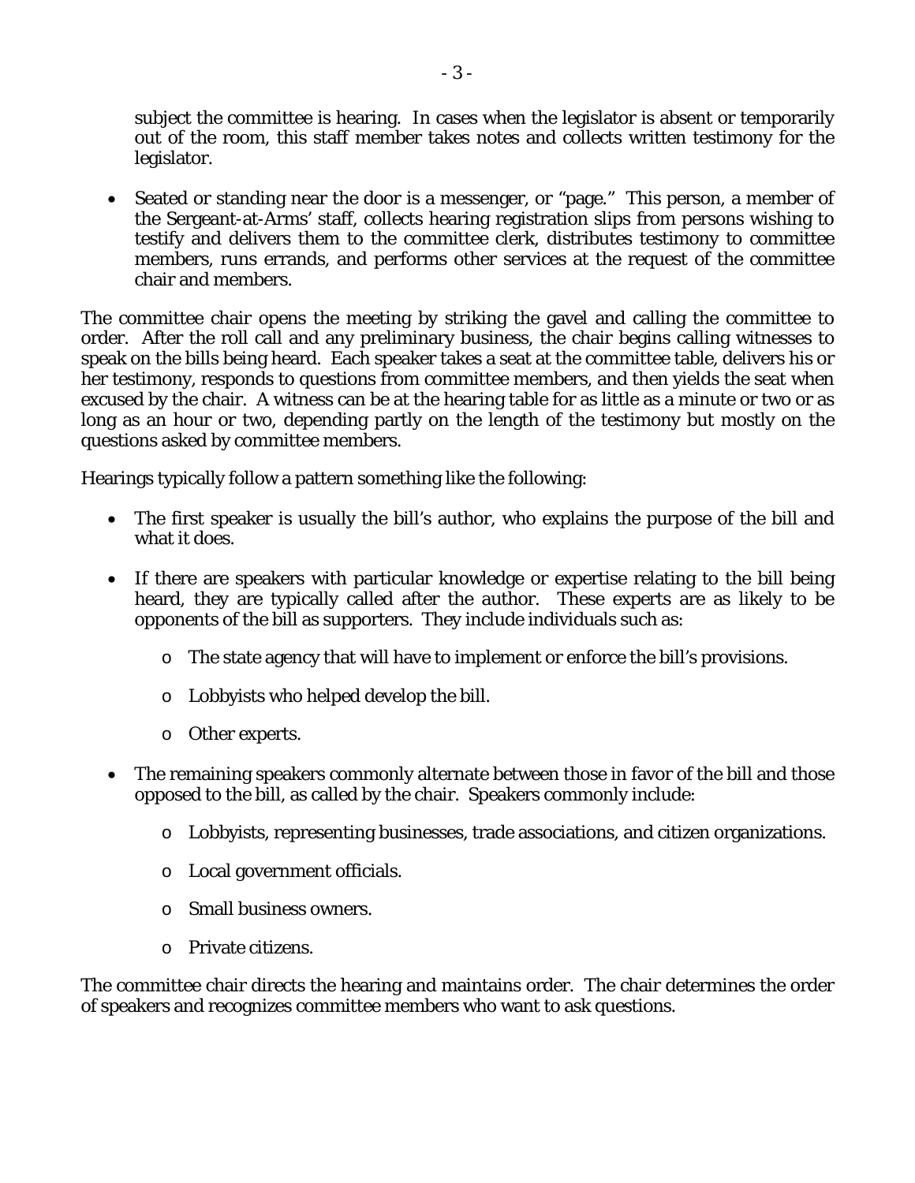subject the committee is hearing. In cases when the legislator is absent or temporarily out of the room, this staff member takes notes and collects written testimony for the legislator.

- Seated or standing near the door is a messenger, or "page." This person, a member of the Sergeant-at-Arms' staff, collects hearing registration slips from persons wishing to testify and delivers them to the committee clerk, distributes testimony to committee members, runs errands, and performs other services at the request of the committee chair and members.

The committee chair opens the meeting by striking the gavel and calling the committee to order. After the roll call and any preliminary business, the chair begins calling witnesses to speak on the bills being heard. Each speaker takes a seat at the committee table, delivers his or her testimony, responds to questions from committee members, and then yields the seat when excused by the chair. A witness can be at the hearing table for as little as a minute or two or as long as an hour or two, depending partly on the length of the testimony but mostly on the questions asked by committee members.

Hearings typically follow a pattern something like the following:

- The first speaker is usually the bill's author, who explains the purpose of the bill and what it does.
- If there are speakers with particular knowledge or expertise relating to the bill being heard, they are typically called after the author. These experts are as likely to be opponents of the bill as supporters. They include individuals such as:
  - The state agency that will have to implement or enforce the bill's provisions.
  - Lobbyists who helped develop the bill.
  - Other experts.
- The remaining speakers commonly alternate between those in favor of the bill and those opposed to the bill, as called by the chair. Speakers commonly include:
  - Lobbyists, representing businesses, trade associations, and citizen organizations.
  - Local government officials.
  - Small business owners.
  - Private citizens.

The committee chair directs the hearing and maintains order. The chair determines the order of speakers and recognizes committee members who want to ask questions.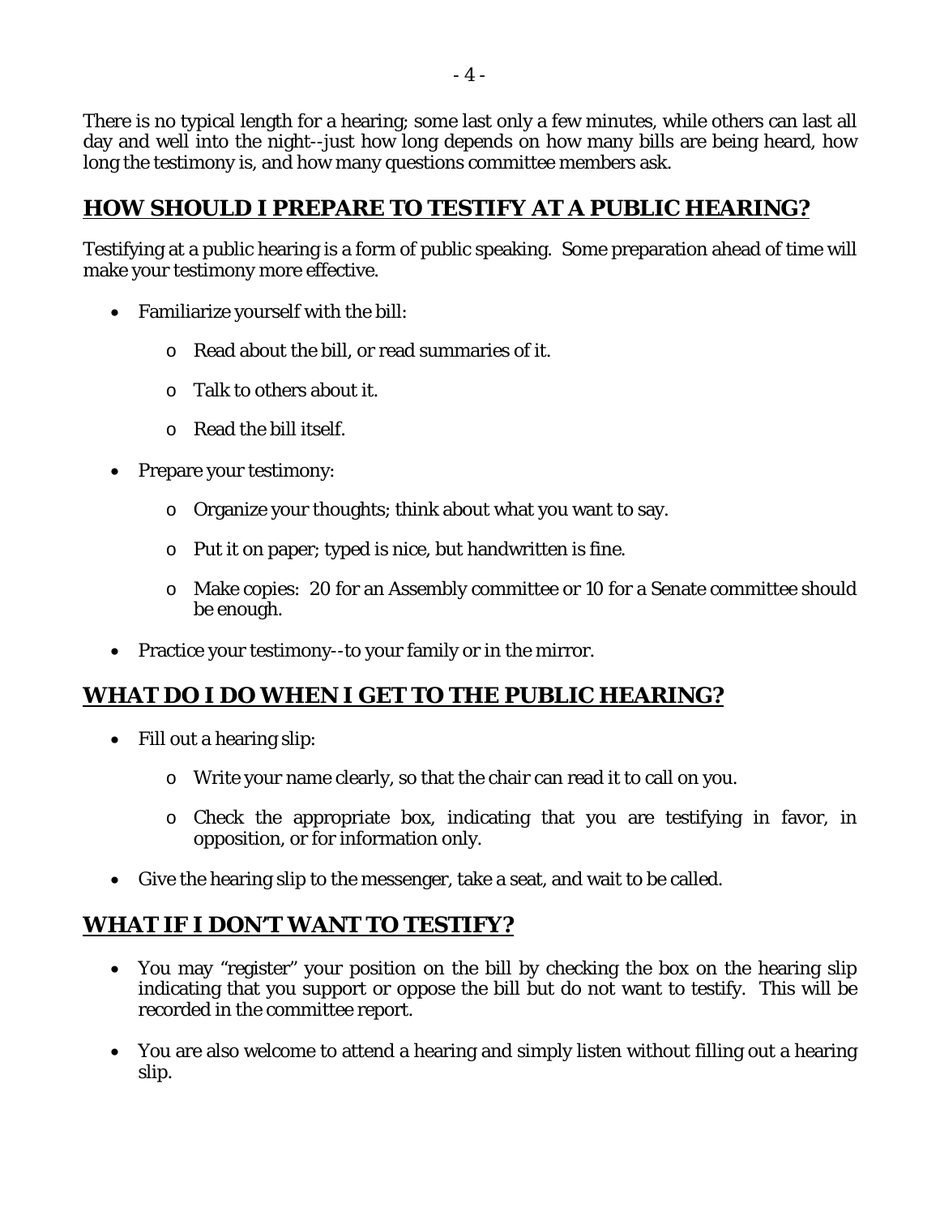There is no typical length for a hearing; some last only a few minutes, while others can last all day and well into the night--just how long depends on how many bills are being heard, how long the testimony is, and how many questions committee members ask.

## HOW SHOULD I PREPARE TO TESTIFY AT A PUBLIC HEARING?

Testifying at a public hearing is a form of public speaking. Some preparation ahead of time will make your testimony more effective.

- Familiarize yourself with the bill:
  - Read about the bill, or read summaries of it.
  - Talk to others about it.
  - Read the bill itself.
- Prepare your testimony:
  - Organize your thoughts; think about what you want to say.
  - Put it on paper; typed is nice, but handwritten is fine.
  - Make copies: 20 for an Assembly committee or 10 for a Senate committee should be enough.
- Practice your testimony--to your family or in the mirror.

## WHAT DO I DO WHEN I GET TO THE PUBLIC HEARING?

- Fill out a hearing slip:
  - Write your name clearly, so that the chair can read it to call on you.
  - Check the appropriate box, indicating that you are testifying in favor, in opposition, or for information only.
- Give the hearing slip to the messenger, take a seat, and wait to be called.

## WHAT IF I DON'T WANT TO TESTIFY?

- You may "register" your position on the bill by checking the box on the hearing slip indicating that you support or oppose the bill but do not want to testify. This will be recorded in the committee report.
- You are also welcome to attend a hearing and simply listen without filling out a hearing slip.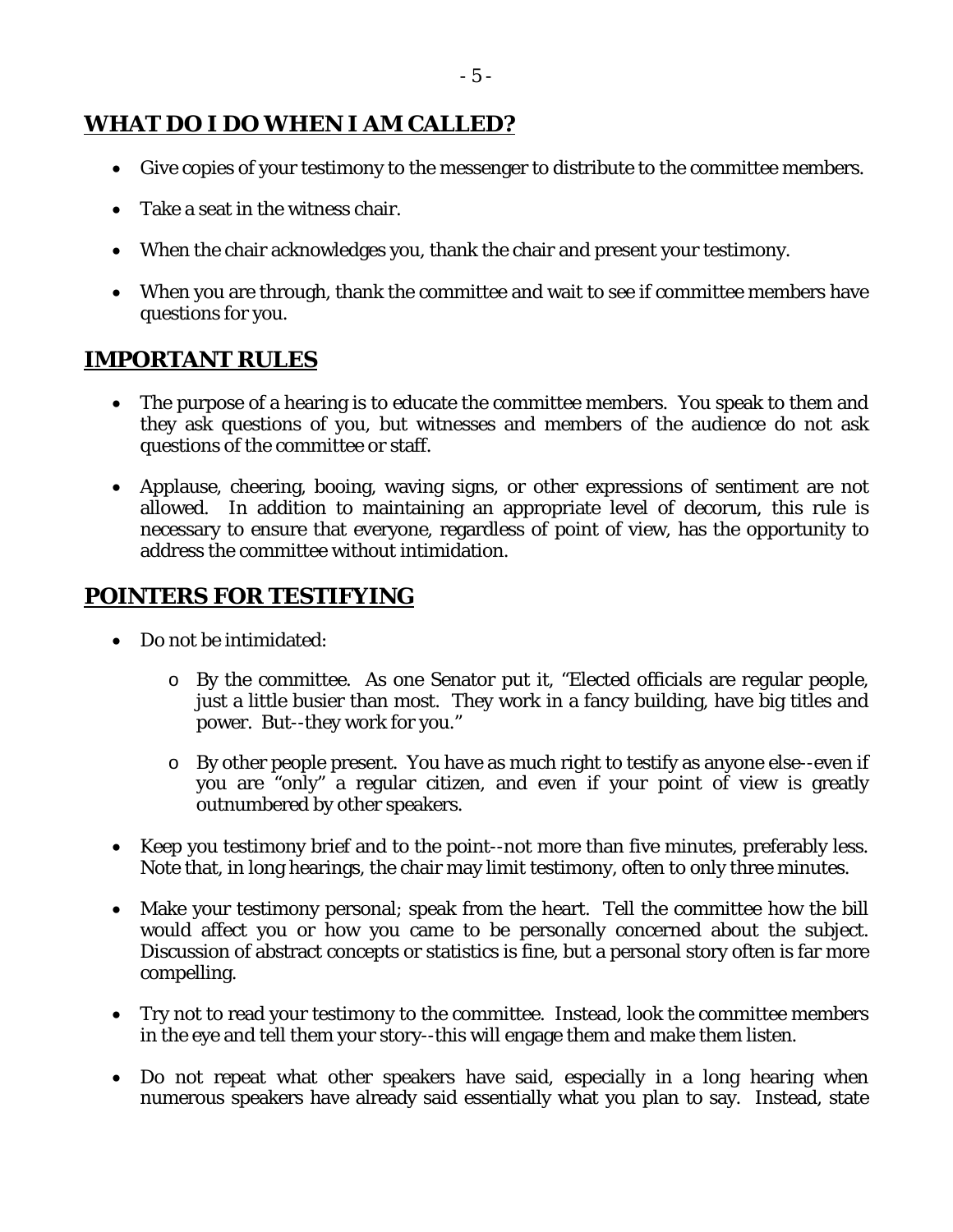## WHAT DO I DO WHEN I AM CALLED?

- Give copies of your testimony to the messenger to distribute to the committee members.
- Take a seat in the witness chair.
- When the chair acknowledges you, thank the chair and present your testimony.
- When you are through, thank the committee and wait to see if committee members have questions for you.

## IMPORTANT RULES

- The purpose of a hearing is to educate the committee members. You speak to them and they ask questions of you, but witnesses and members of the audience do not ask questions of the committee or staff.
- Applause, cheering, booing, waving signs, or other expressions of sentiment are not allowed. In addition to maintaining an appropriate level of decorum, this rule is necessary to ensure that everyone, regardless of point of view, has the opportunity to address the committee without intimidation.

## POINTERS FOR TESTIFYING

- Do not be intimidated:
  - By the committee. As one Senator put it, "Elected officials are regular people, just a little busier than most. They work in a fancy building, have big titles and power. But--they work for you."
  - By other people present. You have as much right to testify as anyone else--even if you are "only" a regular citizen, and even if your point of view is greatly outnumbered by other speakers.
- Keep you testimony brief and to the point--not more than five minutes, preferably less. Note that, in long hearings, the chair may limit testimony, often to only three minutes.
- Make your testimony personal; speak from the heart. Tell the committee how the bill would affect you or how you came to be personally concerned about the subject. Discussion of abstract concepts or statistics is fine, but a personal story often is far more compelling.
- Try not to read your testimony to the committee. Instead, look the committee members in the eye and tell them your story--this will engage them and make them listen.
- Do not repeat what other speakers have said, especially in a long hearing when numerous speakers have already said essentially what you plan to say. Instead, state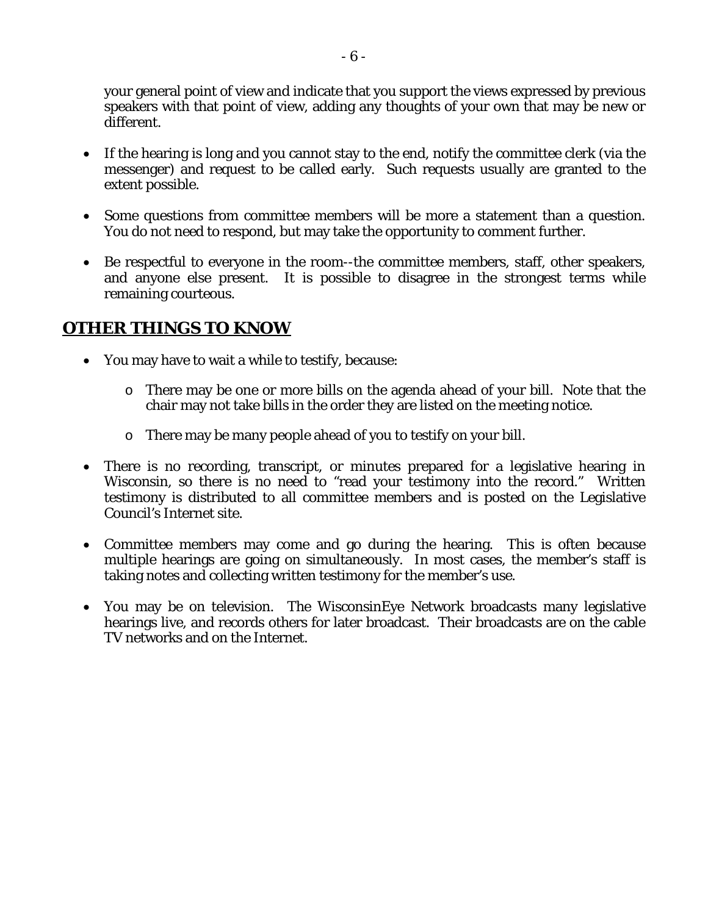your general point of view and indicate that you support the views expressed by previous speakers with that point of view, adding any thoughts of your own that may be new or different.

- If the hearing is long and you cannot stay to the end, notify the committee clerk (via the messenger) and request to be called early. Such requests usually are granted to the extent possible.
- Some questions from committee members will be more a statement than a question. You do not need to respond, but may take the opportunity to comment further.
- Be respectful to everyone in the room--the committee members, staff, other speakers, and anyone else present. It is possible to disagree in the strongest terms while remaining courteous.

## **OTHER THINGS TO KNOW**

- You may have to wait a while to testify, because:
    - There may be one or more bills on the agenda ahead of your bill. Note that the chair may not take bills in the order they are listed on the meeting notice.
    - There may be many people ahead of you to testify on your bill.
- There is no recording, transcript, or minutes prepared for a legislative hearing in Wisconsin, so there is no need to "read your testimony into the record." Written testimony is distributed to all committee members and is posted on the Legislative Council's Internet site.
- Committee members may come and go during the hearing. This is often because multiple hearings are going on simultaneously. In most cases, the member's staff is taking notes and collecting written testimony for the member's use.
- You may be on television. The WisconsinEye Network broadcasts many legislative hearings live, and records others for later broadcast. Their broadcasts are on the cable TV networks and on the Internet.